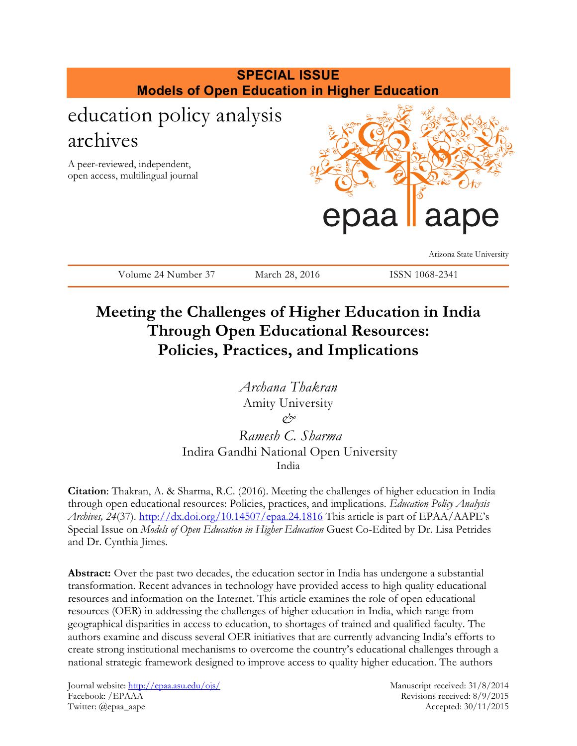**SPECIAL ISSUE**
**Models of Open Education in Higher Education**

education policy analysis archives

A peer-reviewed, independent, open access, multilingual journal

epaa aape

Arizona State University

Volume 24 Number 37 | March 28, 2016 | ISSN 1068-2341

# Meeting the Challenges of Higher Education in India Through Open Educational Resources: Policies, Practices, and Implications

*Archana Thakran*
Amity University
*&*
*Ramesh C. Sharma*
Indira Gandhi National Open University
India

**Citation**: Thakran, A. & Sharma, R.C. (2016). Meeting the challenges of higher education in India through open educational resources: Policies, practices, and implications. *Education Policy Analysis Archives, 24*(37). http://dx.doi.org/10.14507/epaa.24.1816 This article is part of EPAA/AAPE's Special Issue on *Models of Open Education in Higher Education* Guest Co-Edited by Dr. Lisa Petrides and Dr. Cynthia Jimes.

**Abstract:** Over the past two decades, the education sector in India has undergone a substantial transformation. Recent advances in technology have provided access to high quality educational resources and information on the Internet. This article examines the role of open educational resources (OER) in addressing the challenges of higher education in India, which range from geographical disparities in access to education, to shortages of trained and qualified faculty. The authors examine and discuss several OER initiatives that are currently advancing India's efforts to create strong institutional mechanisms to overcome the country's educational challenges through a national strategic framework designed to improve access to quality higher education. The authors

Journal website: http://epaa.asu.edu/ojs/
Facebook: /EPAAA
Twitter: @epaa_aape

Manuscript received: 31/8/2014
Revisions received: 8/9/2015
Accepted: 30/11/2015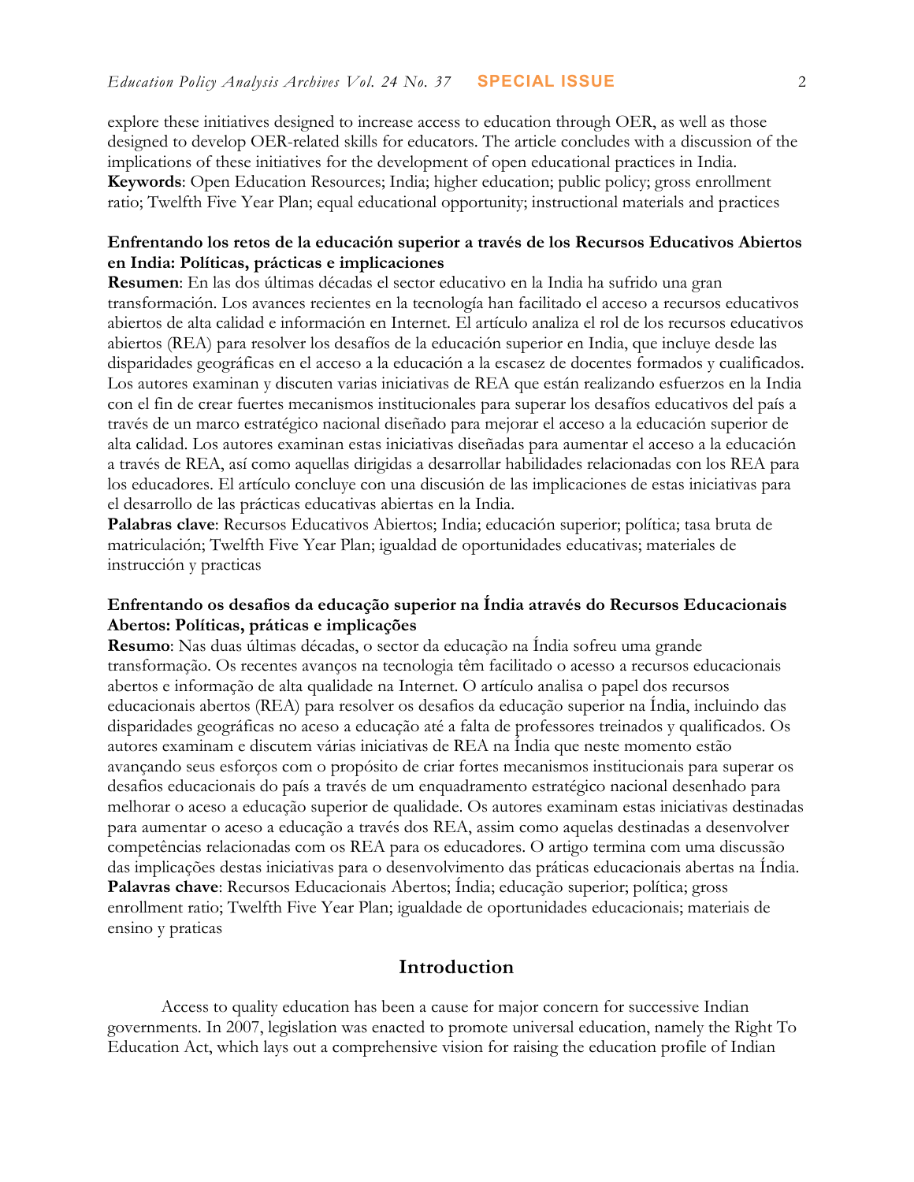explore these initiatives designed to increase access to education through OER, as well as those designed to develop OER-related skills for educators. The article concludes with a discussion of the implications of these initiatives for the development of open educational practices in India.
**Keywords**: Open Education Resources; India; higher education; public policy; gross enrollment ratio; Twelfth Five Year Plan; equal educational opportunity; instructional materials and practices

**Enfrentando los retos de la educación superior a través de los Recursos Educativos Abiertos en India: Políticas, prácticas e implicaciones**
**Resumen**: En las dos últimas décadas el sector educativo en la India ha sufrido una gran transformación. Los avances recientes en la tecnología han facilitado el acceso a recursos educativos abiertos de alta calidad e información en Internet. El artículo analiza el rol de los recursos educativos abiertos (REA) para resolver los desafíos de la educación superior en India, que incluye desde las disparidades geográficas en el acceso a la educación a la escasez de docentes formados y cualificados. Los autores examinan y discuten varias iniciativas de REA que están realizando esfuerzos en la India con el fin de crear fuertes mecanismos institucionales para superar los desafíos educativos del país a través de un marco estratégico nacional diseñado para mejorar el acceso a la educación superior de alta calidad. Los autores examinan estas iniciativas diseñadas para aumentar el acceso a la educación a través de REA, así como aquellas dirigidas a desarrollar habilidades relacionadas con los REA para los educadores. El artículo concluye con una discusión de las implicaciones de estas iniciativas para el desarrollo de las prácticas educativas abiertas en la India.
**Palabras clave**: Recursos Educativos Abiertos; India; educación superior; política; tasa bruta de matriculación; Twelfth Five Year Plan; igualdad de oportunidades educativas; materiales de instrucción y practicas

**Enfrentando os desafios da educação superior na Índia através do Recursos Educacionais Abertos: Políticas, práticas e implicações**
**Resumo**: Nas duas últimas décadas, o sector da educação na Índia sofreu uma grande transformação. Os recentes avanços na tecnologia têm facilitado o acesso a recursos educacionais abertos e informação de alta qualidade na Internet. O artículo analisa o papel dos recursos educacionais abertos (REA) para resolver os desafios da educação superior na Índia, incluindo das disparidades geográficas no aceso a educação até a falta de professores treinados y qualificados. Os autores examinam e discutem várias iniciativas de REA na Índia que neste momento estão avançando seus esforços com o propósito de criar fortes mecanismos institucionais para superar os desafios educacionais do país a través de um enquadramento estratégico nacional desenhado para melhorar o aceso a educação superior de qualidade. Os autores examinam estas iniciativas destinadas para aumentar o aceso a educação a través dos REA, assim como aquelas destinadas a desenvolver competências relacionadas com os REA para os educadores. O artigo termina com uma discussão das implicações destas iniciativas para o desenvolvimento das práticas educacionais abertas na Índia.
**Palavras chave**: Recursos Educacionais Abertos; Índia; educação superior; política; gross enrollment ratio; Twelfth Five Year Plan; igualdade de oportunidades educacionais; materiais de ensino y praticas

## Introduction

Access to quality education has been a cause for major concern for successive Indian governments. In 2007, legislation was enacted to promote universal education, namely the Right To Education Act, which lays out a comprehensive vision for raising the education profile of Indian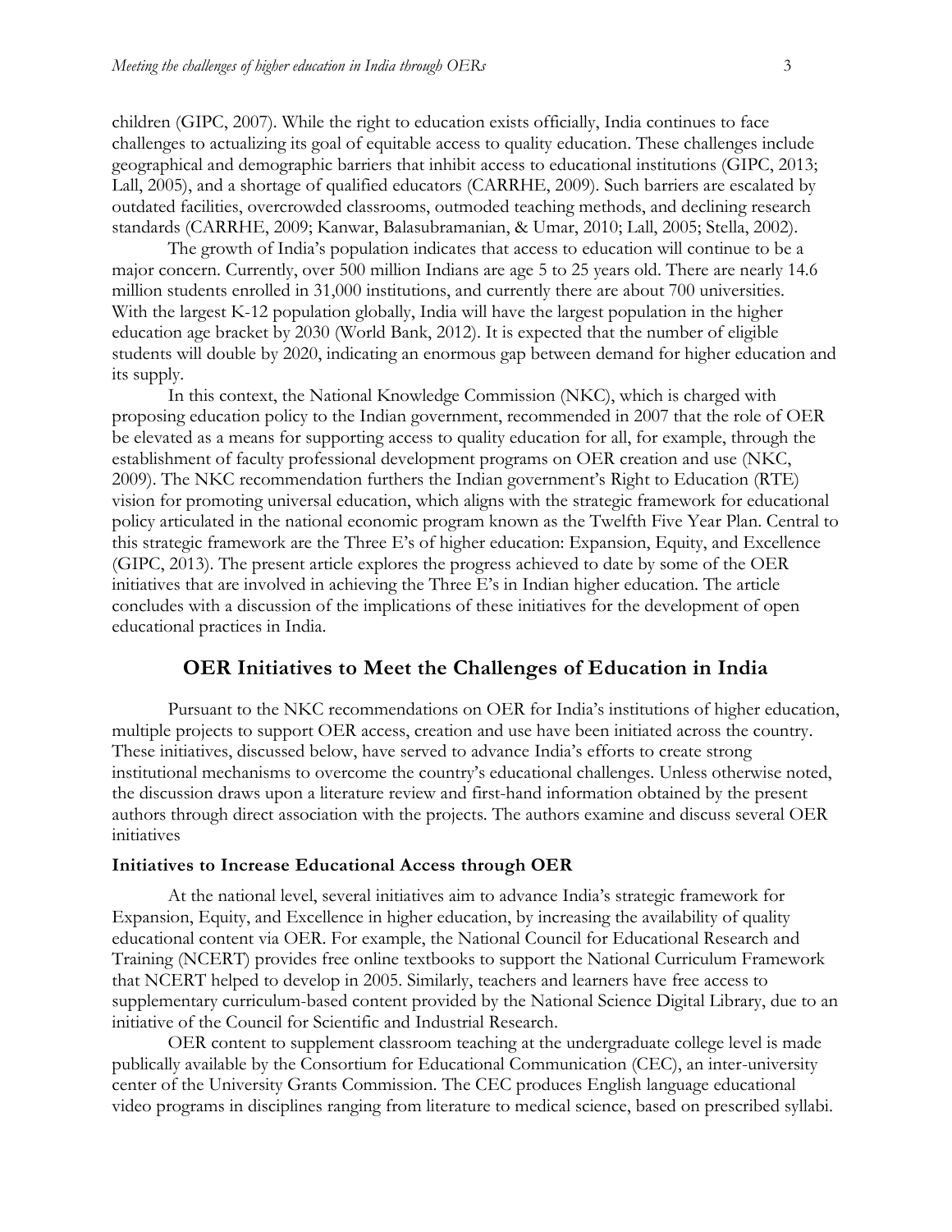children (GIPC, 2007). While the right to education exists officially, India continues to face challenges to actualizing its goal of equitable access to quality education. These challenges include geographical and demographic barriers that inhibit access to educational institutions (GIPC, 2013; Lall, 2005), and a shortage of qualified educators (CARRHE, 2009). Such barriers are escalated by outdated facilities, overcrowded classrooms, outmoded teaching methods, and declining research standards (CARRHE, 2009; Kanwar, Balasubramanian, & Umar, 2010; Lall, 2005; Stella, 2002).

The growth of India's population indicates that access to education will continue to be a major concern. Currently, over 500 million Indians are age 5 to 25 years old. There are nearly 14.6 million students enrolled in 31,000 institutions, and currently there are about 700 universities. With the largest K-12 population globally, India will have the largest population in the higher education age bracket by 2030 (World Bank, 2012). It is expected that the number of eligible students will double by 2020, indicating an enormous gap between demand for higher education and its supply.

In this context, the National Knowledge Commission (NKC), which is charged with proposing education policy to the Indian government, recommended in 2007 that the role of OER be elevated as a means for supporting access to quality education for all, for example, through the establishment of faculty professional development programs on OER creation and use (NKC, 2009). The NKC recommendation furthers the Indian government's Right to Education (RTE) vision for promoting universal education, which aligns with the strategic framework for educational policy articulated in the national economic program known as the Twelfth Five Year Plan. Central to this strategic framework are the Three E's of higher education: Expansion, Equity, and Excellence (GIPC, 2013). The present article explores the progress achieved to date by some of the OER initiatives that are involved in achieving the Three E's in Indian higher education. The article concludes with a discussion of the implications of these initiatives for the development of open educational practices in India.

## OER Initiatives to Meet the Challenges of Education in India

Pursuant to the NKC recommendations on OER for India's institutions of higher education, multiple projects to support OER access, creation and use have been initiated across the country. These initiatives, discussed below, have served to advance India's efforts to create strong institutional mechanisms to overcome the country's educational challenges. Unless otherwise noted, the discussion draws upon a literature review and first-hand information obtained by the present authors through direct association with the projects. The authors examine and discuss several OER initiatives

### Initiatives to Increase Educational Access through OER

At the national level, several initiatives aim to advance India's strategic framework for Expansion, Equity, and Excellence in higher education, by increasing the availability of quality educational content via OER. For example, the National Council for Educational Research and Training (NCERT) provides free online textbooks to support the National Curriculum Framework that NCERT helped to develop in 2005. Similarly, teachers and learners have free access to supplementary curriculum-based content provided by the National Science Digital Library, due to an initiative of the Council for Scientific and Industrial Research.

OER content to supplement classroom teaching at the undergraduate college level is made publically available by the Consortium for Educational Communication (CEC), an inter-university center of the University Grants Commission. The CEC produces English language educational video programs in disciplines ranging from literature to medical science, based on prescribed syllabi.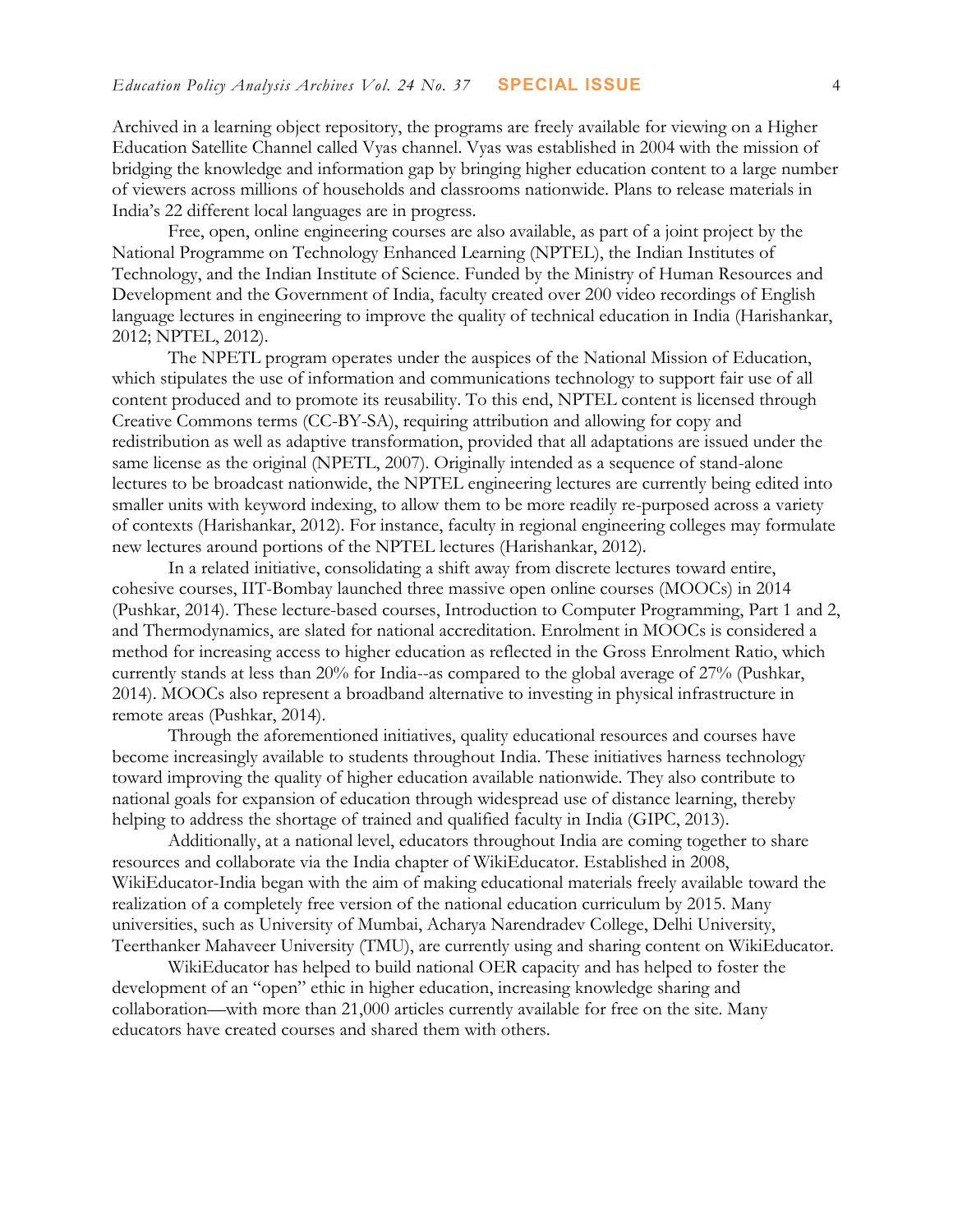Archived in a learning object repository, the programs are freely available for viewing on a Higher Education Satellite Channel called Vyas channel. Vyas was established in 2004 with the mission of bridging the knowledge and information gap by bringing higher education content to a large number of viewers across millions of households and classrooms nationwide. Plans to release materials in India's 22 different local languages are in progress.

Free, open, online engineering courses are also available, as part of a joint project by the National Programme on Technology Enhanced Learning (NPTEL), the Indian Institutes of Technology, and the Indian Institute of Science. Funded by the Ministry of Human Resources and Development and the Government of India, faculty created over 200 video recordings of English language lectures in engineering to improve the quality of technical education in India (Harishankar, 2012; NPTEL, 2012).

The NPETL program operates under the auspices of the National Mission of Education, which stipulates the use of information and communications technology to support fair use of all content produced and to promote its reusability. To this end, NPTEL content is licensed through Creative Commons terms (CC-BY-SA), requiring attribution and allowing for copy and redistribution as well as adaptive transformation, provided that all adaptations are issued under the same license as the original (NPETL, 2007). Originally intended as a sequence of stand-alone lectures to be broadcast nationwide, the NPTEL engineering lectures are currently being edited into smaller units with keyword indexing, to allow them to be more readily re-purposed across a variety of contexts (Harishankar, 2012). For instance, faculty in regional engineering colleges may formulate new lectures around portions of the NPTEL lectures (Harishankar, 2012).

In a related initiative, consolidating a shift away from discrete lectures toward entire, cohesive courses, IIT-Bombay launched three massive open online courses (MOOCs) in 2014 (Pushkar, 2014). These lecture-based courses, Introduction to Computer Programming, Part 1 and 2, and Thermodynamics, are slated for national accreditation. Enrolment in MOOCs is considered a method for increasing access to higher education as reflected in the Gross Enrolment Ratio, which currently stands at less than 20% for India--as compared to the global average of 27% (Pushkar, 2014). MOOCs also represent a broadband alternative to investing in physical infrastructure in remote areas (Pushkar, 2014).

Through the aforementioned initiatives, quality educational resources and courses have become increasingly available to students throughout India. These initiatives harness technology toward improving the quality of higher education available nationwide. They also contribute to national goals for expansion of education through widespread use of distance learning, thereby helping to address the shortage of trained and qualified faculty in India (GIPC, 2013).

Additionally, at a national level, educators throughout India are coming together to share resources and collaborate via the India chapter of WikiEducator. Established in 2008, WikiEducator-India began with the aim of making educational materials freely available toward the realization of a completely free version of the national education curriculum by 2015. Many universities, such as University of Mumbai, Acharya Narendradev College, Delhi University, Teerthanker Mahaveer University (TMU), are currently using and sharing content on WikiEducator.

WikiEducator has helped to build national OER capacity and has helped to foster the development of an "open" ethic in higher education, increasing knowledge sharing and collaboration—with more than 21,000 articles currently available for free on the site. Many educators have created courses and shared them with others.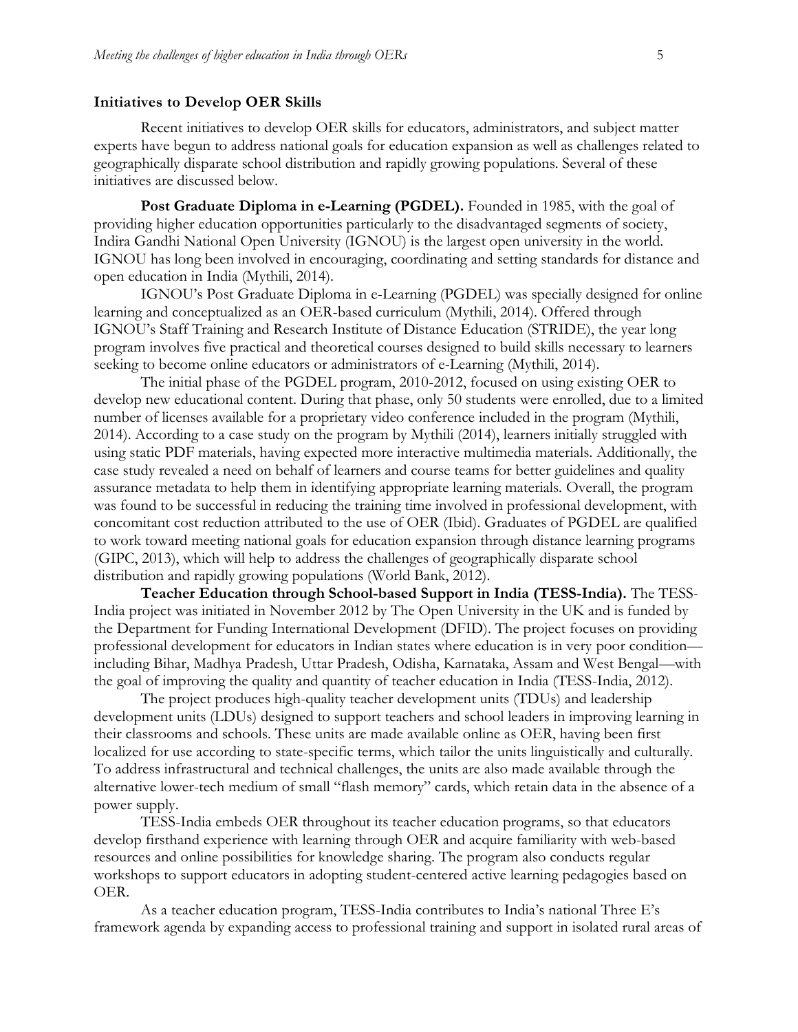### Initiatives to Develop OER Skills

Recent initiatives to develop OER skills for educators, administrators, and subject matter experts have begun to address national goals for education expansion as well as challenges related to geographically disparate school distribution and rapidly growing populations. Several of these initiatives are discussed below.

**Post Graduate Diploma in e-Learning (PGDEL).** Founded in 1985, with the goal of providing higher education opportunities particularly to the disadvantaged segments of society, Indira Gandhi National Open University (IGNOU) is the largest open university in the world. IGNOU has long been involved in encouraging, coordinating and setting standards for distance and open education in India (Mythili, 2014).

IGNOU's Post Graduate Diploma in e-Learning (PGDEL) was specially designed for online learning and conceptualized as an OER-based curriculum (Mythili, 2014). Offered through IGNOU's Staff Training and Research Institute of Distance Education (STRIDE), the year long program involves five practical and theoretical courses designed to build skills necessary to learners seeking to become online educators or administrators of e-Learning (Mythili, 2014).

The initial phase of the PGDEL program, 2010-2012, focused on using existing OER to develop new educational content. During that phase, only 50 students were enrolled, due to a limited number of licenses available for a proprietary video conference included in the program (Mythili, 2014). According to a case study on the program by Mythili (2014), learners initially struggled with using static PDF materials, having expected more interactive multimedia materials. Additionally, the case study revealed a need on behalf of learners and course teams for better guidelines and quality assurance metadata to help them in identifying appropriate learning materials. Overall, the program was found to be successful in reducing the training time involved in professional development, with concomitant cost reduction attributed to the use of OER (Ibid). Graduates of PGDEL are qualified to work toward meeting national goals for education expansion through distance learning programs (GIPC, 2013), which will help to address the challenges of geographically disparate school distribution and rapidly growing populations (World Bank, 2012).

**Teacher Education through School-based Support in India (TESS-India).** The TESS-India project was initiated in November 2012 by The Open University in the UK and is funded by the Department for Funding International Development (DFID). The project focuses on providing professional development for educators in Indian states where education is in very poor condition—including Bihar, Madhya Pradesh, Uttar Pradesh, Odisha, Karnataka, Assam and West Bengal—with the goal of improving the quality and quantity of teacher education in India (TESS-India, 2012).

The project produces high-quality teacher development units (TDUs) and leadership development units (LDUs) designed to support teachers and school leaders in improving learning in their classrooms and schools. These units are made available online as OER, having been first localized for use according to state-specific terms, which tailor the units linguistically and culturally. To address infrastructural and technical challenges, the units are also made available through the alternative lower-tech medium of small "flash memory" cards, which retain data in the absence of a power supply.

TESS-India embeds OER throughout its teacher education programs, so that educators develop firsthand experience with learning through OER and acquire familiarity with web-based resources and online possibilities for knowledge sharing. The program also conducts regular workshops to support educators in adopting student-centered active learning pedagogies based on OER.

As a teacher education program, TESS-India contributes to India's national Three E's framework agenda by expanding access to professional training and support in isolated rural areas of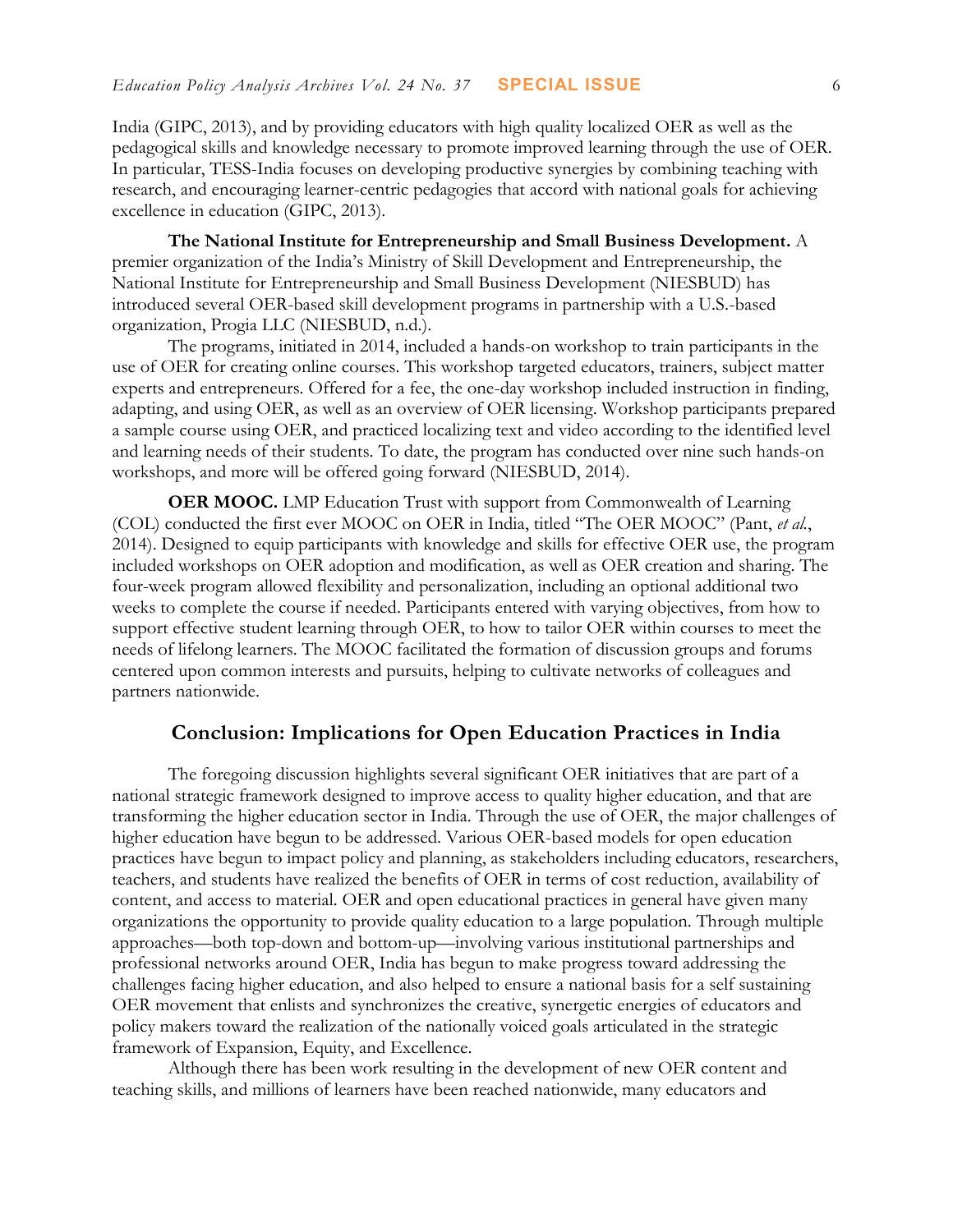India (GIPC, 2013), and by providing educators with high quality localized OER as well as the pedagogical skills and knowledge necessary to promote improved learning through the use of OER. In particular, TESS-India focuses on developing productive synergies by combining teaching with research, and encouraging learner-centric pedagogies that accord with national goals for achieving excellence in education (GIPC, 2013).

**The National Institute for Entrepreneurship and Small Business Development.** A premier organization of the India's Ministry of Skill Development and Entrepreneurship, the National Institute for Entrepreneurship and Small Business Development (NIESBUD) has introduced several OER-based skill development programs in partnership with a U.S.-based organization, Progia LLC (NIESBUD, n.d.).

The programs, initiated in 2014, included a hands-on workshop to train participants in the use of OER for creating online courses. This workshop targeted educators, trainers, subject matter experts and entrepreneurs. Offered for a fee, the one-day workshop included instruction in finding, adapting, and using OER, as well as an overview of OER licensing. Workshop participants prepared a sample course using OER, and practiced localizing text and video according to the identified level and learning needs of their students. To date, the program has conducted over nine such hands-on workshops, and more will be offered going forward (NIESBUD, 2014).

**OER MOOC.** LMP Education Trust with support from Commonwealth of Learning (COL) conducted the first ever MOOC on OER in India, titled "The OER MOOC" (Pant, *et al.*, 2014). Designed to equip participants with knowledge and skills for effective OER use, the program included workshops on OER adoption and modification, as well as OER creation and sharing. The four-week program allowed flexibility and personalization, including an optional additional two weeks to complete the course if needed. Participants entered with varying objectives, from how to support effective student learning through OER, to how to tailor OER within courses to meet the needs of lifelong learners. The MOOC facilitated the formation of discussion groups and forums centered upon common interests and pursuits, helping to cultivate networks of colleagues and partners nationwide.

## Conclusion: Implications for Open Education Practices in India

The foregoing discussion highlights several significant OER initiatives that are part of a national strategic framework designed to improve access to quality higher education, and that are transforming the higher education sector in India. Through the use of OER, the major challenges of higher education have begun to be addressed. Various OER-based models for open education practices have begun to impact policy and planning, as stakeholders including educators, researchers, teachers, and students have realized the benefits of OER in terms of cost reduction, availability of content, and access to material. OER and open educational practices in general have given many organizations the opportunity to provide quality education to a large population. Through multiple approaches—both top-down and bottom-up—involving various institutional partnerships and professional networks around OER, India has begun to make progress toward addressing the challenges facing higher education, and also helped to ensure a national basis for a self sustaining OER movement that enlists and synchronizes the creative, synergetic energies of educators and policy makers toward the realization of the nationally voiced goals articulated in the strategic framework of Expansion, Equity, and Excellence.

Although there has been work resulting in the development of new OER content and teaching skills, and millions of learners have been reached nationwide, many educators and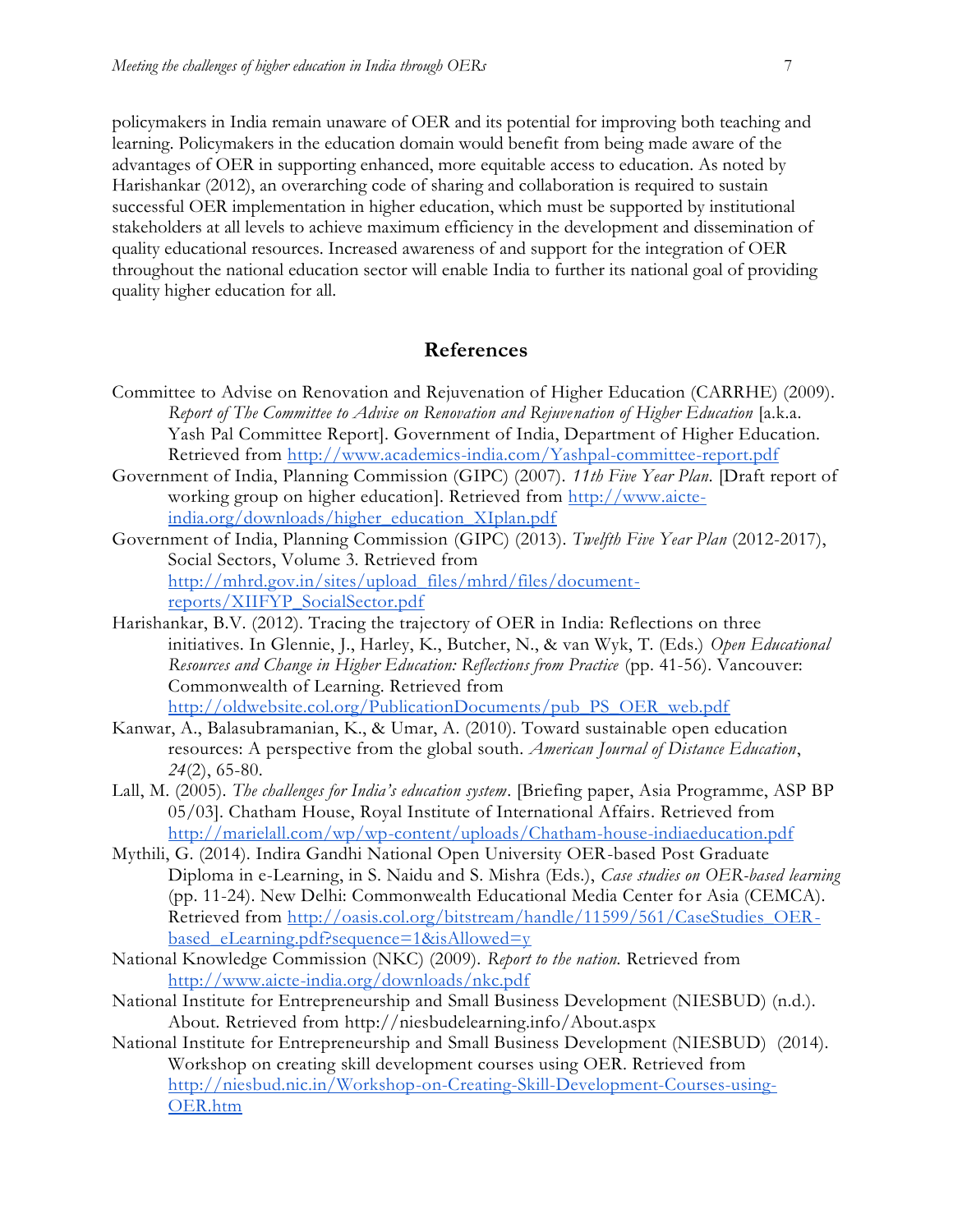policymakers in India remain unaware of OER and its potential for improving both teaching and learning. Policymakers in the education domain would benefit from being made aware of the advantages of OER in supporting enhanced, more equitable access to education. As noted by Harishankar (2012), an overarching code of sharing and collaboration is required to sustain successful OER implementation in higher education, which must be supported by institutional stakeholders at all levels to achieve maximum efficiency in the development and dissemination of quality educational resources. Increased awareness of and support for the integration of OER throughout the national education sector will enable India to further its national goal of providing quality higher education for all.

## References

Committee to Advise on Renovation and Rejuvenation of Higher Education (CARRHE) (2009). *Report of The Committee to Advise on Renovation and Rejuvenation of Higher Education* [a.k.a. Yash Pal Committee Report]. Government of India, Department of Higher Education. Retrieved from http://www.academics-india.com/Yashpal-committee-report.pdf

Government of India, Planning Commission (GIPC) (2007). *11th Five Year Plan*. [Draft report of working group on higher education]. Retrieved from http://www.aicte-india.org/downloads/higher_education_XIplan.pdf

Government of India, Planning Commission (GIPC) (2013). *Twelfth Five Year Plan* (2012-2017), Social Sectors, Volume 3. Retrieved from http://mhrd.gov.in/sites/upload_files/mhrd/files/document-reports/XIIFYP_SocialSector.pdf

Harishankar, B.V. (2012). Tracing the trajectory of OER in India: Reflections on three initiatives. In Glennie, J., Harley, K., Butcher, N., & van Wyk, T. (Eds.) *Open Educational Resources and Change in Higher Education: Reflections from Practice* (pp. 41-56). Vancouver: Commonwealth of Learning. Retrieved from http://oldwebsite.col.org/PublicationDocuments/pub_PS_OER_web.pdf

Kanwar, A., Balasubramanian, K., & Umar, A. (2010). Toward sustainable open education resources: A perspective from the global south. *American Journal of Distance Education*, *24*(2), 65-80.

Lall, M. (2005). *The challenges for India's education system*. [Briefing paper, Asia Programme, ASP BP 05/03]. Chatham House, Royal Institute of International Affairs. Retrieved from http://marielall.com/wp/wp-content/uploads/Chatham-house-indiaeducation.pdf

Mythili, G. (2014). Indira Gandhi National Open University OER-based Post Graduate Diploma in e-Learning, in S. Naidu and S. Mishra (Eds.), *Case studies on OER-based learning* (pp. 11-24). New Delhi: Commonwealth Educational Media Center for Asia (CEMCA). Retrieved from http://oasis.col.org/bitstream/handle/11599/561/CaseStudies_OER-based_eLearning.pdf?sequence=1&isAllowed=y

National Knowledge Commission (NKC) (2009). *Report to the nation.* Retrieved from http://www.aicte-india.org/downloads/nkc.pdf

National Institute for Entrepreneurship and Small Business Development (NIESBUD) (n.d.). About. Retrieved from http://niesbudelearning.info/About.aspx

National Institute for Entrepreneurship and Small Business Development (NIESBUD) (2014). Workshop on creating skill development courses using OER. Retrieved from http://niesbud.nic.in/Workshop-on-Creating-Skill-Development-Courses-using-OER.htm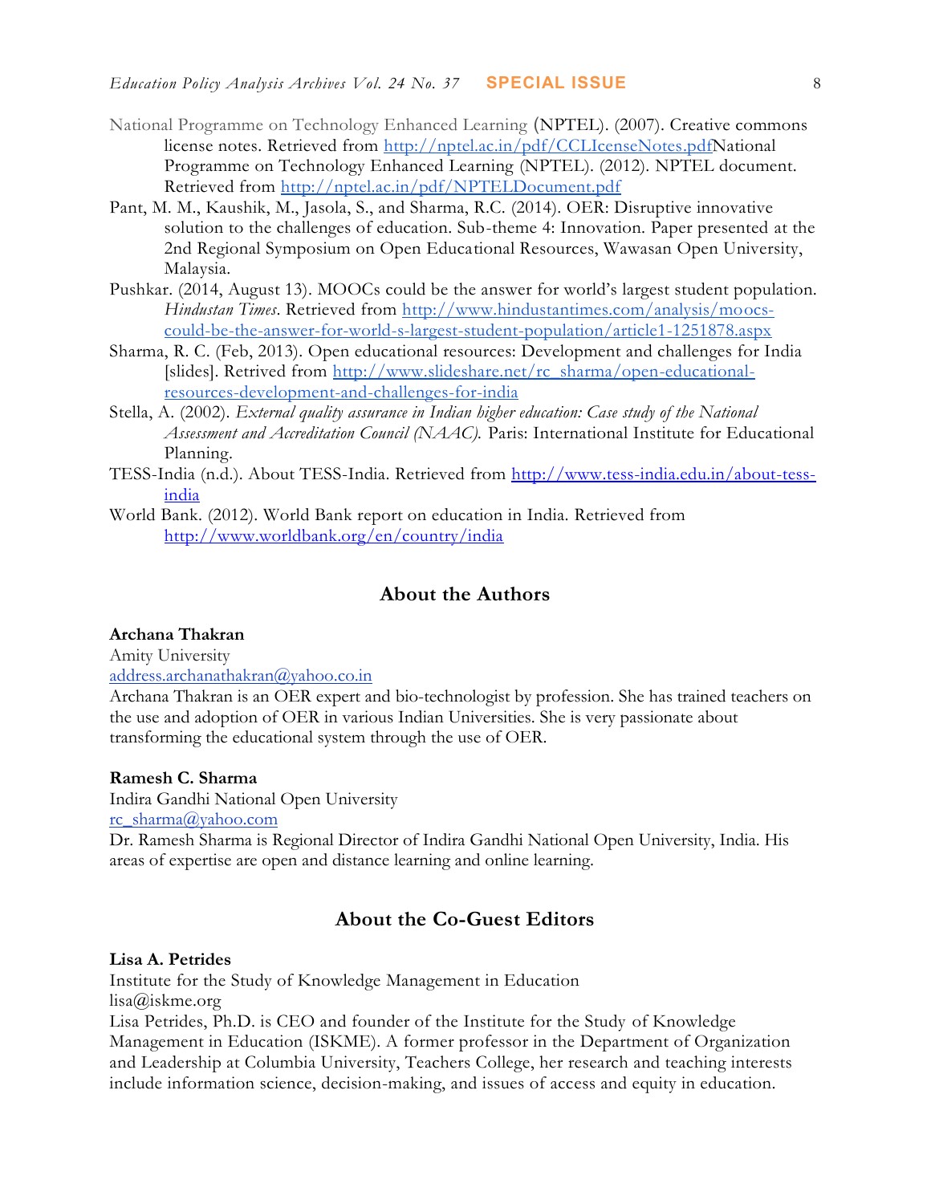National Programme on Technology Enhanced Learning (NPTEL). (2007). Creative commons license notes. Retrieved from http://nptel.ac.in/pdf/CCLIcenseNotes.pdfNational Programme on Technology Enhanced Learning (NPTEL). (2012). NPTEL document. Retrieved from http://nptel.ac.in/pdf/NPTELDocument.pdf

Pant, M. M., Kaushik, M., Jasola, S., and Sharma, R.C. (2014). OER: Disruptive innovative solution to the challenges of education. Sub-theme 4: Innovation. Paper presented at the 2nd Regional Symposium on Open Educational Resources, Wawasan Open University, Malaysia.

Pushkar. (2014, August 13). MOOCs could be the answer for world's largest student population. *Hindustan Times*. Retrieved from http://www.hindustantimes.com/analysis/moocs-could-be-the-answer-for-world-s-largest-student-population/article1-1251878.aspx

Sharma, R. C. (Feb, 2013). Open educational resources: Development and challenges for India [slides]. Retrived from http://www.slideshare.net/rc_sharma/open-educational-resources-development-and-challenges-for-india

Stella, A. (2002). *External quality assurance in Indian higher education: Case study of the National Assessment and Accreditation Council (NAAC).* Paris: International Institute for Educational Planning.

TESS-India (n.d.). About TESS-India. Retrieved from http://www.tess-india.edu.in/about-tess-india

World Bank. (2012). World Bank report on education in India. Retrieved from http://www.worldbank.org/en/country/india

## About the Authors

**Archana Thakran**
Amity University
address.archanathakran@yahoo.co.in
Archana Thakran is an OER expert and bio-technologist by profession. She has trained teachers on the use and adoption of OER in various Indian Universities. She is very passionate about transforming the educational system through the use of OER.

**Ramesh C. Sharma**
Indira Gandhi National Open University
rc_sharma@yahoo.com
Dr. Ramesh Sharma is Regional Director of Indira Gandhi National Open University, India. His areas of expertise are open and distance learning and online learning.

## About the Co-Guest Editors

**Lisa A. Petrides**
Institute for the Study of Knowledge Management in Education
lisa@iskme.org
Lisa Petrides, Ph.D. is CEO and founder of the Institute for the Study of Knowledge Management in Education (ISKME). A former professor in the Department of Organization and Leadership at Columbia University, Teachers College, her research and teaching interests include information science, decision-making, and issues of access and equity in education.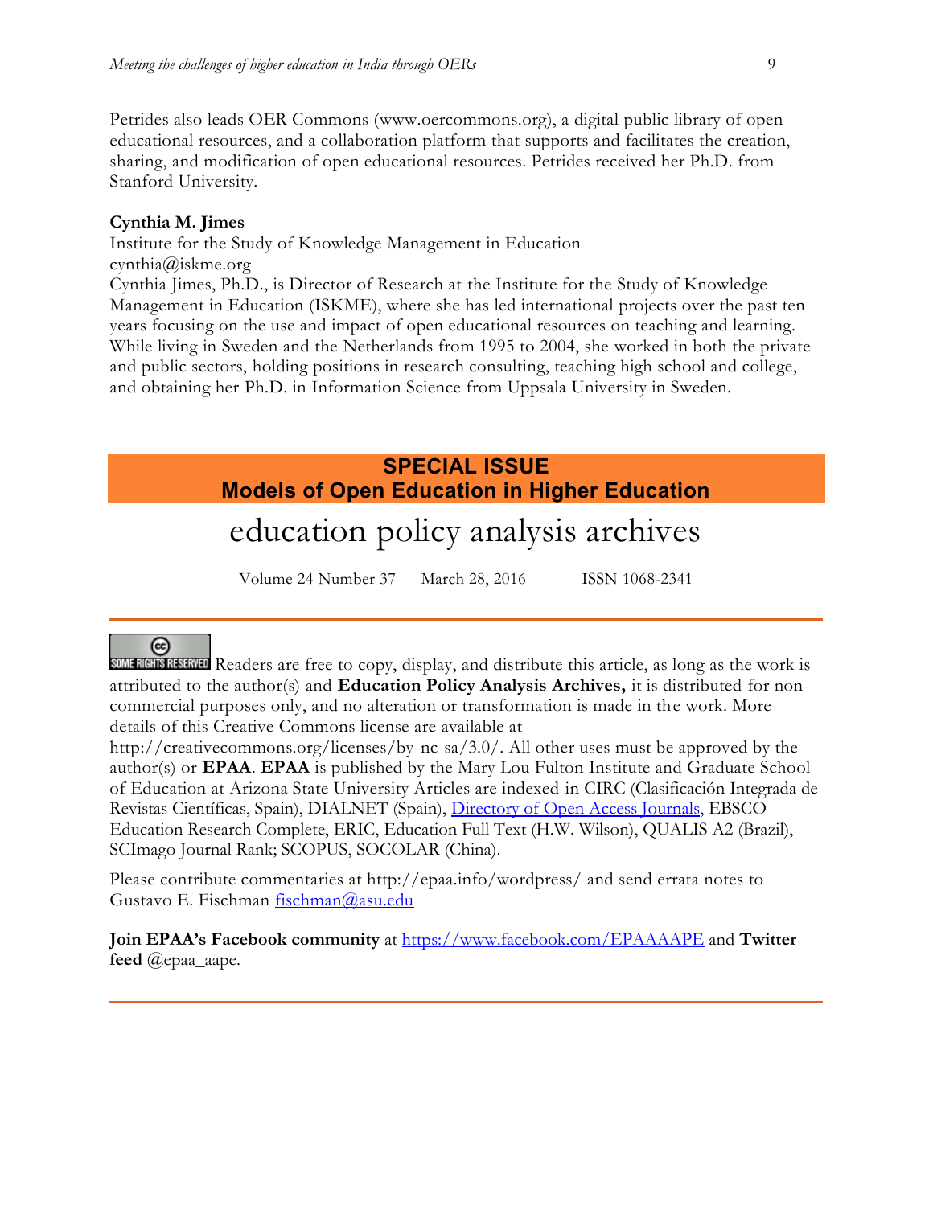Petrides also leads OER Commons (www.oercommons.org), a digital public library of open educational resources, and a collaboration platform that supports and facilitates the creation, sharing, and modification of open educational resources. Petrides received her Ph.D. from Stanford University.

**Cynthia M. Jimes**
Institute for the Study of Knowledge Management in Education
cynthia@iskme.org
Cynthia Jimes, Ph.D., is Director of Research at the Institute for the Study of Knowledge Management in Education (ISKME), where she has led international projects over the past ten years focusing on the use and impact of open educational resources on teaching and learning. While living in Sweden and the Netherlands from 1995 to 2004, she worked in both the private and public sectors, holding positions in research consulting, teaching high school and college, and obtaining her Ph.D. in Information Science from Uppsala University in Sweden.

## SPECIAL ISSUE
## Models of Open Education in Higher Education

# education policy analysis archives

Volume 24 Number 37 March 28, 2016 ISSN 1068-2341

---

Readers are free to copy, display, and distribute this article, as long as the work is attributed to the author(s) and **Education Policy Analysis Archives,** it is distributed for non-commercial purposes only, and no alteration or transformation is made in the work. More details of this Creative Commons license are available at http://creativecommons.org/licenses/by-nc-sa/3.0/. All other uses must be approved by the author(s) or **EPAA**. **EPAA** is published by the Mary Lou Fulton Institute and Graduate School of Education at Arizona State University Articles are indexed in CIRC (Clasificación Integrada de Revistas Científicas, Spain), DIALNET (Spain), Directory of Open Access Journals, EBSCO Education Research Complete, ERIC, Education Full Text (H.W. Wilson), QUALIS A2 (Brazil), SCImago Journal Rank; SCOPUS, SOCOLAR (China).

Please contribute commentaries at http://epaa.info/wordpress/ and send errata notes to Gustavo E. Fischman fischman@asu.edu

**Join EPAA's Facebook community** at https://www.facebook.com/EPAAAAPE and **Twitter feed** @epaa_aape.

---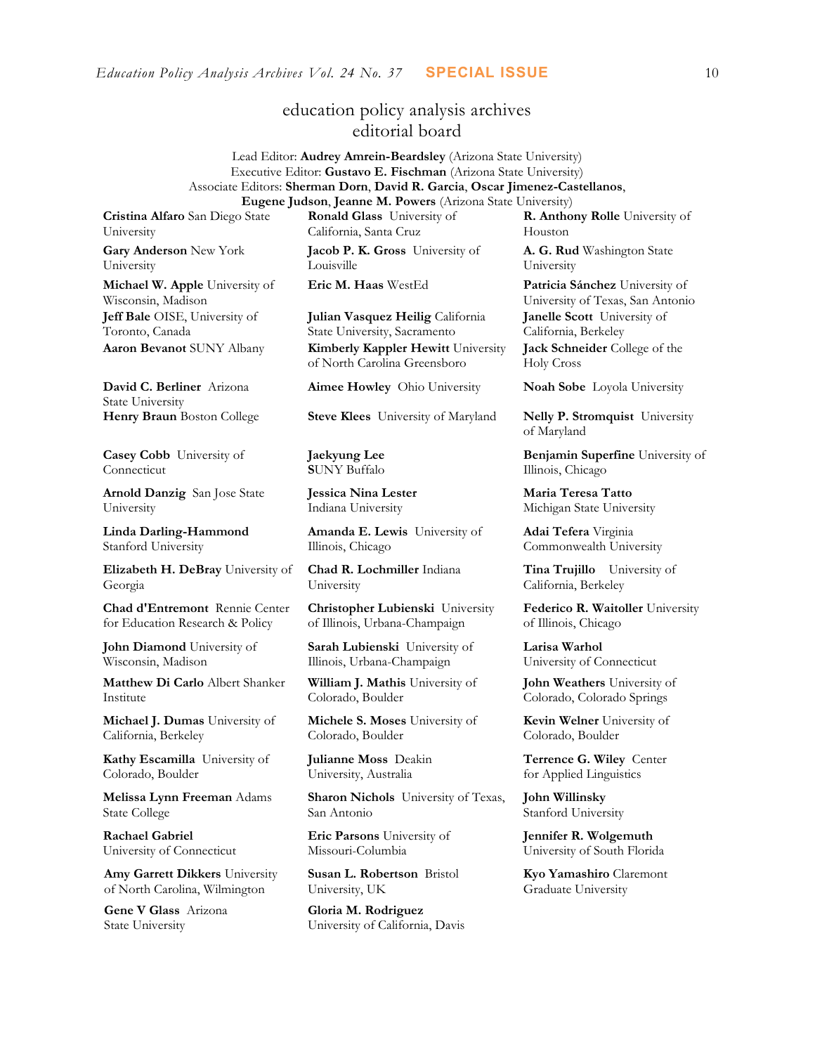# education policy analysis archives
## editorial board

Lead Editor: **Audrey Amrein-Beardsley** (Arizona State University)
Executive Editor: **Gustavo E. Fischman** (Arizona State University)
Associate Editors: **Sherman Dorn**, **David R. Garcia**, **Oscar Jimenez-Castellanos**, **Eugene Judson**, **Jeanne M. Powers** (Arizona State University)

**Cristina Alfaro** San Diego State University

**Gary Anderson** New York University

**Michael W. Apple** University of Wisconsin, Madison

**Jeff Bale** OISE, University of Toronto, Canada

**Aaron Bevanot** SUNY Albany

**David C. Berliner** Arizona State University

**Henry Braun** Boston College

**Casey Cobb** University of Connecticut

**Arnold Danzig** San Jose State University

**Linda Darling-Hammond** Stanford University

**Elizabeth H. DeBray** University of Georgia

**Chad d'Entremont** Rennie Center for Education Research & Policy

**John Diamond** University of Wisconsin, Madison

**Matthew Di Carlo** Albert Shanker Institute

**Michael J. Dumas** University of California, Berkeley

**Kathy Escamilla** University of Colorado, Boulder

**Melissa Lynn Freeman** Adams State College

**Rachael Gabriel** University of Connecticut

**Amy Garrett Dikkers** University of North Carolina, Wilmington

**Gene V Glass** Arizona State University

**Ronald Glass** University of California, Santa Cruz

**Jacob P. K. Gross** University of Louisville

**Eric M. Haas** WestEd

**Julian Vasquez Heilig** California State University, Sacramento

**Kimberly Kappler Hewitt** University of North Carolina Greensboro

**Aimee Howley** Ohio University

**Steve Klees** University of Maryland

**Jaekyung Lee** SUNY Buffalo

**Jessica Nina Lester** Indiana University

**Amanda E. Lewis** University of Illinois, Chicago

**Chad R. Lochmiller** Indiana University

**Christopher Lubienski** University of Illinois, Urbana-Champaign

**Sarah Lubienski** University of Illinois, Urbana-Champaign

**William J. Mathis** University of Colorado, Boulder

**Michele S. Moses** University of Colorado, Boulder

**Julianne Moss** Deakin University, Australia

**Sharon Nichols** University of Texas, San Antonio

**Eric Parsons** University of Missouri-Columbia

**Susan L. Robertson** Bristol University, UK

**Gloria M. Rodriguez** University of California, Davis

**R. Anthony Rolle** University of Houston

**A. G. Rud** Washington State University

**Patricia Sánchez** University of University of Texas, San Antonio

**Janelle Scott** University of California, Berkeley

**Jack Schneider** College of the Holy Cross

**Noah Sobe** Loyola University

**Nelly P. Stromquist** University of Maryland

**Benjamin Superfine** University of Illinois, Chicago

**Maria Teresa Tatto** Michigan State University

**Adai Tefera** Virginia Commonwealth University

**Tina Trujillo** University of California, Berkeley

**Federico R. Waitoller** University of Illinois, Chicago

**Larisa Warhol** University of Connecticut

**John Weathers** University of Colorado, Colorado Springs

**Kevin Welner** University of Colorado, Boulder

**Terrence G. Wiley** Center for Applied Linguistics

**John Willinsky** Stanford University

**Jennifer R. Wolgemuth** University of South Florida

**Kyo Yamashiro** Claremont Graduate University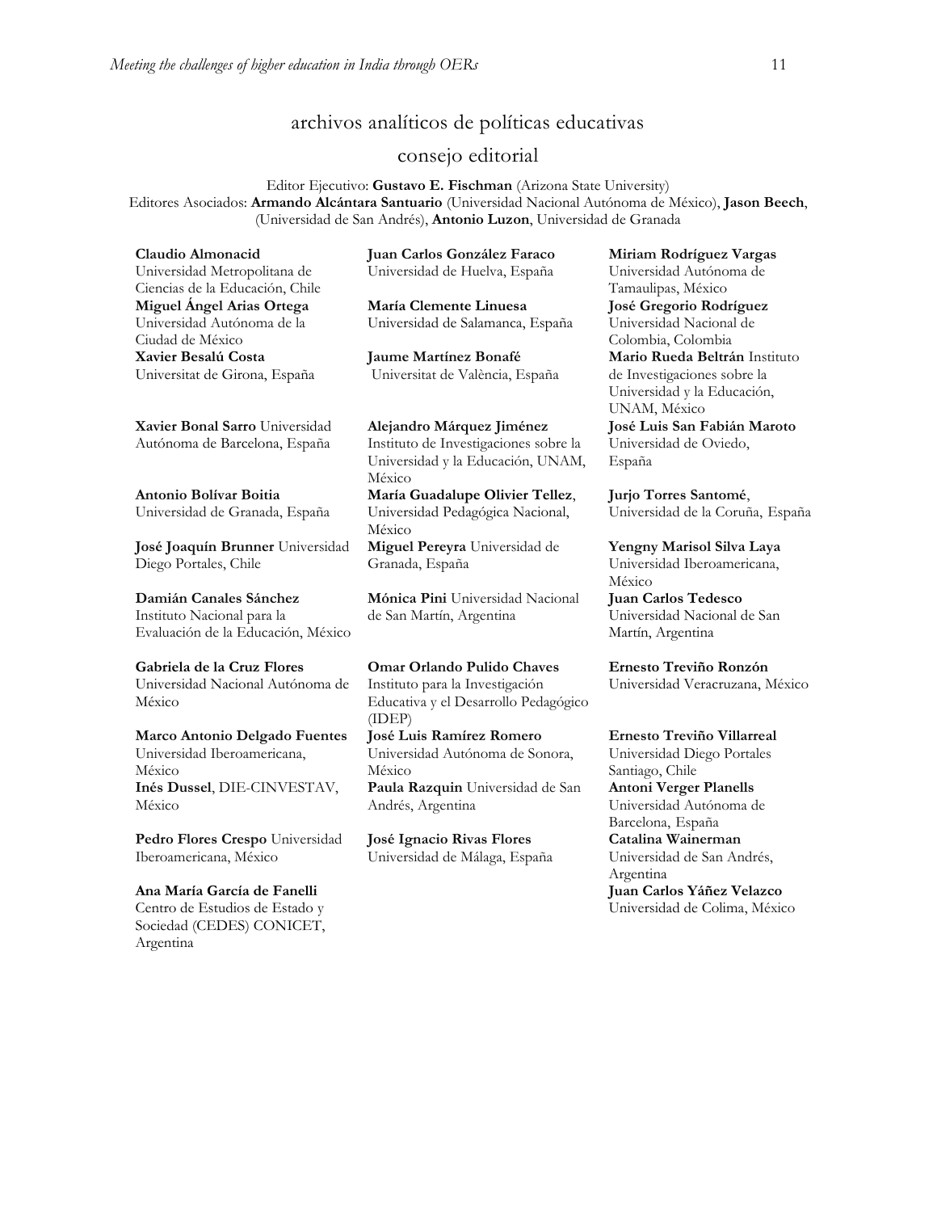# archivos analíticos de políticas educativas

## consejo editorial

Editor Ejecutivo: **Gustavo E. Fischman** (Arizona State University)
Editores Asociados: **Armando Alcántara Santuario** (Universidad Nacional Autónoma de México), **Jason Beech**, (Universidad de San Andrés), **Antonio Luzon**, Universidad de Granada

**Claudio Almonacid** Universidad Metropolitana de Ciencias de la Educación, Chile

**Miguel Ángel Arias Ortega** Universidad Autónoma de la Ciudad de México

**Xavier Besalú Costa** Universitat de Girona, España

**Xavier Bonal Sarro** Universidad Autónoma de Barcelona, España

**Antonio Bolívar Boitia** Universidad de Granada, España

**José Joaquín Brunner** Universidad Diego Portales, Chile

**Damián Canales Sánchez** Instituto Nacional para la Evaluación de la Educación, México

**Gabriela de la Cruz Flores** Universidad Nacional Autónoma de México

**Marco Antonio Delgado Fuentes** Universidad Iberoamericana, México

**Inés Dussel**, DIE-CINVESTAV, México

**Pedro Flores Crespo** Universidad Iberoamericana, México

**Ana María García de Fanelli** Centro de Estudios de Estado y Sociedad (CEDES) CONICET, Argentina

**Juan Carlos González Faraco** Universidad de Huelva, España

**María Clemente Linuesa** Universidad de Salamanca, España

**Jaume Martínez Bonafé** Universitat de València, España

**Alejandro Márquez Jiménez** Instituto de Investigaciones sobre la Universidad y la Educación, UNAM, México

**María Guadalupe Olivier Tellez**, Universidad Pedagógica Nacional, México

**Miguel Pereyra** Universidad de Granada, España

**Mónica Pini** Universidad Nacional de San Martín, Argentina

**Omar Orlando Pulido Chaves** Instituto para la Investigación Educativa y el Desarrollo Pedagógico (IDEP)

**José Luis Ramírez Romero** Universidad Autónoma de Sonora, México

**Paula Razquin** Universidad de San Andrés, Argentina

**José Ignacio Rivas Flores** Universidad de Málaga, España

**Miriam Rodríguez Vargas** Universidad Autónoma de Tamaulipas, México

**José Gregorio Rodríguez** Universidad Nacional de Colombia, Colombia

**Mario Rueda Beltrán** Instituto de Investigaciones sobre la Universidad y la Educación, UNAM, México

**José Luis San Fabián Maroto** Universidad de Oviedo, España

**Jurjo Torres Santomé**, Universidad de la Coruña, España

**Yengny Marisol Silva Laya** Universidad Iberoamericana, México

**Juan Carlos Tedesco** Universidad Nacional de San Martín, Argentina

**Ernesto Treviño Ronzón** Universidad Veracruzana, México

**Ernesto Treviño Villarreal** Universidad Diego Portales Santiago, Chile

**Antoni Verger Planells** Universidad Autónoma de Barcelona, España

**Catalina Wainerman** Universidad de San Andrés, Argentina

**Juan Carlos Yáñez Velazco** Universidad de Colima, México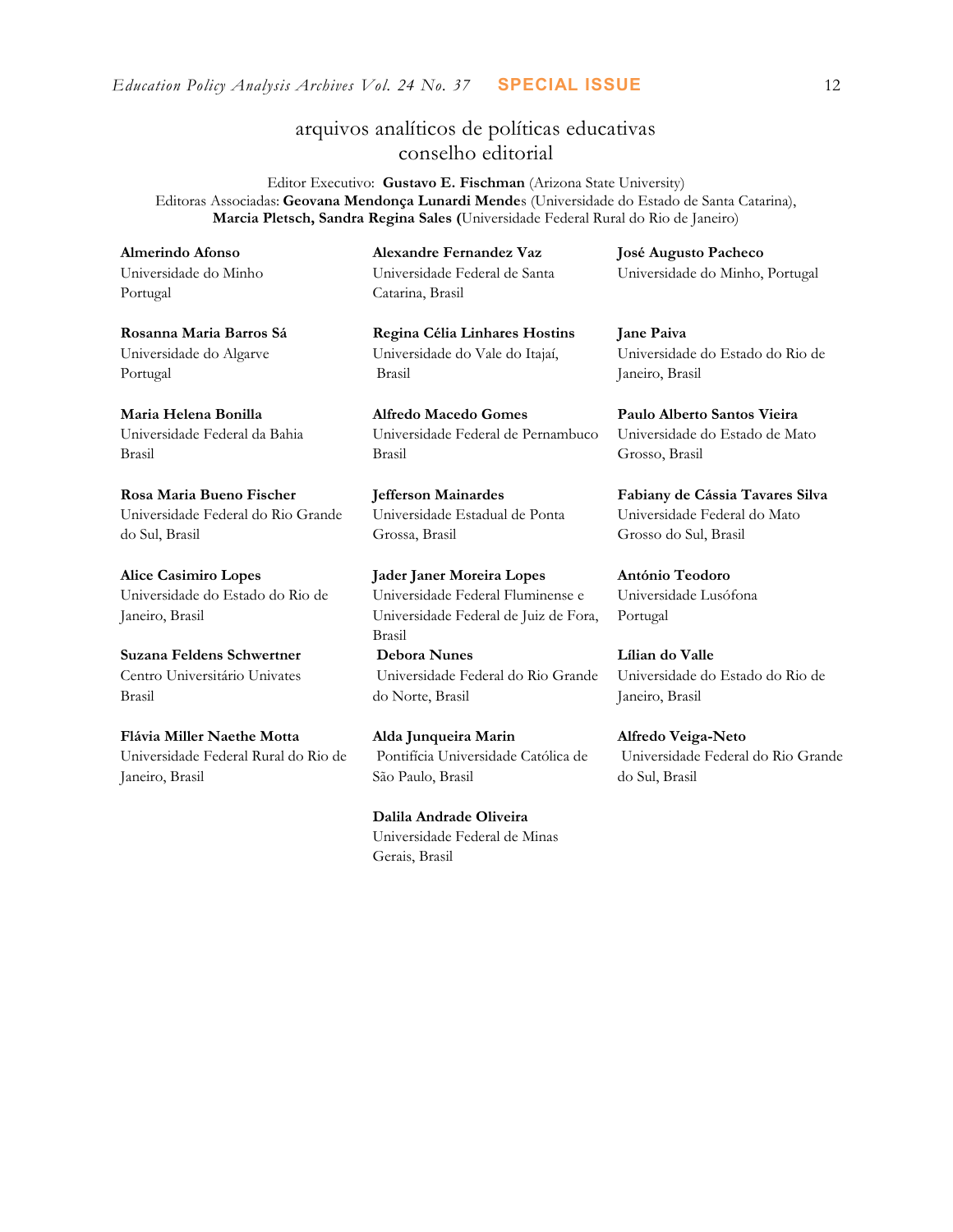# arquivos analíticos de políticas educativas
## conselho editorial

Editor Executivo: **Gustavo E. Fischman** (Arizona State University)
Editoras Associadas: **Geovana Mendonça Lunardi Mende**s (Universidade do Estado de Santa Catarina), **Marcia Pletsch, Sandra Regina Sales (**Universidade Federal Rural do Rio de Janeiro)

**Almerindo Afonso**
Universidade do Minho
Portugal

**Rosanna Maria Barros Sá**
Universidade do Algarve
Portugal

**Maria Helena Bonilla**
Universidade Federal da Bahia
Brasil

**Rosa Maria Bueno Fischer**
Universidade Federal do Rio Grande do Sul, Brasil

**Alice Casimiro Lopes**
Universidade do Estado do Rio de Janeiro, Brasil

**Suzana Feldens Schwertner**
Centro Universitário Univates
Brasil

**Flávia Miller Naethe Motta**
Universidade Federal Rural do Rio de Janeiro, Brasil

**Alexandre Fernandez Vaz**
Universidade Federal de Santa Catarina, Brasil

**Regina Célia Linhares Hostins**
Universidade do Vale do Itajaí, Brasil

**Alfredo Macedo Gomes**
Universidade Federal de Pernambuco
Brasil

**Jefferson Mainardes**
Universidade Estadual de Ponta Grossa, Brasil

**Jader Janer Moreira Lopes**
Universidade Federal Fluminense e Universidade Federal de Juiz de Fora, Brasil

**Debora Nunes**
Universidade Federal do Rio Grande do Norte, Brasil

**Alda Junqueira Marin**
Pontifícia Universidade Católica de São Paulo, Brasil

**Dalila Andrade Oliveira**
Universidade Federal de Minas Gerais, Brasil

**José Augusto Pacheco**
Universidade do Minho, Portugal

**Jane Paiva**
Universidade do Estado do Rio de Janeiro, Brasil

**Paulo Alberto Santos Vieira**
Universidade do Estado de Mato Grosso, Brasil

**Fabiany de Cássia Tavares Silva**
Universidade Federal do Mato Grosso do Sul, Brasil

**António Teodoro**
Universidade Lusófona
Portugal

**Lílian do Valle**
Universidade do Estado do Rio de Janeiro, Brasil

**Alfredo Veiga-Neto**
Universidade Federal do Rio Grande do Sul, Brasil